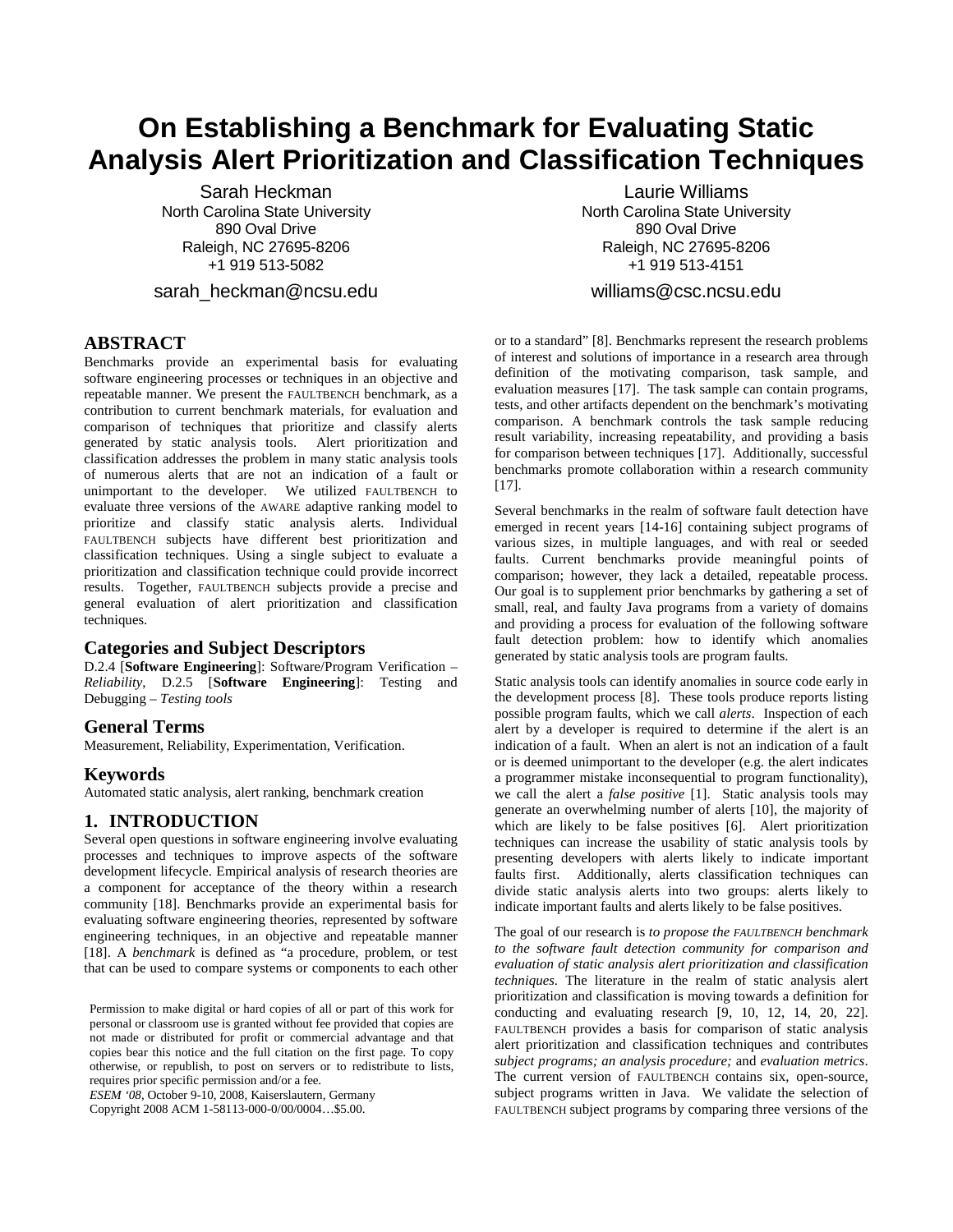# On Establishing a Benchmark for Evaluating Static Analysis Alert Prioritization and Classification Techniques

Sarah Heckman
North Carolina State University
890 Oval Drive
Raleigh, NC 27695-8206
+1 919 513-5082
sarah_heckman@ncsu.edu

Laurie Williams
North Carolina State University
890 Oval Drive
Raleigh, NC 27695-8206
+1 919 513-4151
williams@csc.ncsu.edu

## ABSTRACT

Benchmarks provide an experimental basis for evaluating software engineering processes or techniques in an objective and repeatable manner. We present the FAULTBENCH benchmark, as a contribution to current benchmark materials, for evaluation and comparison of techniques that prioritize and classify alerts generated by static analysis tools. Alert prioritization and classification addresses the problem in many static analysis tools of numerous alerts that are not an indication of a fault or unimportant to the developer. We utilized FAULTBENCH to evaluate three versions of the AWARE adaptive ranking model to prioritize and classify static analysis alerts. Individual FAULTBENCH subjects have different best prioritization and classification techniques. Using a single subject to evaluate a prioritization and classification technique could provide incorrect results. Together, FAULTBENCH subjects provide a precise and general evaluation of alert prioritization and classification techniques.

### Categories and Subject Descriptors

D.2.4 [**Software Engineering**]: Software/Program Verification – *Reliability*, D.2.5 [**Software Engineering**]: Testing and Debugging – *Testing tools*

### General Terms

Measurement, Reliability, Experimentation, Verification.

### Keywords

Automated static analysis, alert ranking, benchmark creation

## 1. INTRODUCTION

Several open questions in software engineering involve evaluating processes and techniques to improve aspects of the software development lifecycle. Empirical analysis of research theories are a component for acceptance of the theory within a research community [18]. Benchmarks provide an experimental basis for evaluating software engineering theories, represented by software engineering techniques, in an objective and repeatable manner [18]. A *benchmark* is defined as "a procedure, problem, or test that can be used to compare systems or components to each other or to a standard" [8]. Benchmarks represent the research problems of interest and solutions of importance in a research area through definition of the motivating comparison, task sample, and evaluation measures [17]. The task sample can contain programs, tests, and other artifacts dependent on the benchmark's motivating comparison. A benchmark controls the task sample reducing result variability, increasing repeatability, and providing a basis for comparison between techniques [17]. Additionally, successful benchmarks promote collaboration within a research community [17].

Several benchmarks in the realm of software fault detection have emerged in recent years [14-16] containing subject programs of various sizes, in multiple languages, and with real or seeded faults. Current benchmarks provide meaningful points of comparison; however, they lack a detailed, repeatable process. Our goal is to supplement prior benchmarks by gathering a set of small, real, and faulty Java programs from a variety of domains and providing a process for evaluation of the following software fault detection problem: how to identify which anomalies generated by static analysis tools are program faults.

Static analysis tools can identify anomalies in source code early in the development process [8]. These tools produce reports listing possible program faults, which we call *alerts*. Inspection of each alert by a developer is required to determine if the alert is an indication of a fault. When an alert is not an indication of a fault or is deemed unimportant to the developer (e.g. the alert indicates a programmer mistake inconsequential to program functionality), we call the alert a *false positive* [1]. Static analysis tools may generate an overwhelming number of alerts [10], the majority of which are likely to be false positives [6]. Alert prioritization techniques can increase the usability of static analysis tools by presenting developers with alerts likely to indicate important faults first. Additionally, alerts classification techniques can divide static analysis alerts into two groups: alerts likely to indicate important faults and alerts likely to be false positives.

The goal of our research is *to propose the FAULTBENCH benchmark to the software fault detection community for comparison and evaluation of static analysis alert prioritization and classification techniques*. The literature in the realm of static analysis alert prioritization and classification is moving towards a definition for conducting and evaluating research [9, 10, 12, 14, 20, 22]. FAULTBENCH provides a basis for comparison of static analysis alert prioritization and classification techniques and contributes *subject programs; an analysis procedure;* and *evaluation metrics*. The current version of FAULTBENCH contains six, open-source, subject programs written in Java. We validate the selection of FAULTBENCH subject programs by comparing three versions of the

Permission to make digital or hard copies of all or part of this work for personal or classroom use is granted without fee provided that copies are not made or distributed for profit or commercial advantage and that copies bear this notice and the full citation on the first page. To copy otherwise, or republish, to post on servers or to redistribute to lists, requires prior specific permission and/or a fee.
*ESEM '08*, October 9-10, 2008, Kaiserslautern, Germany
Copyright 2008 ACM 1-58113-000-0/00/0004…$5.00.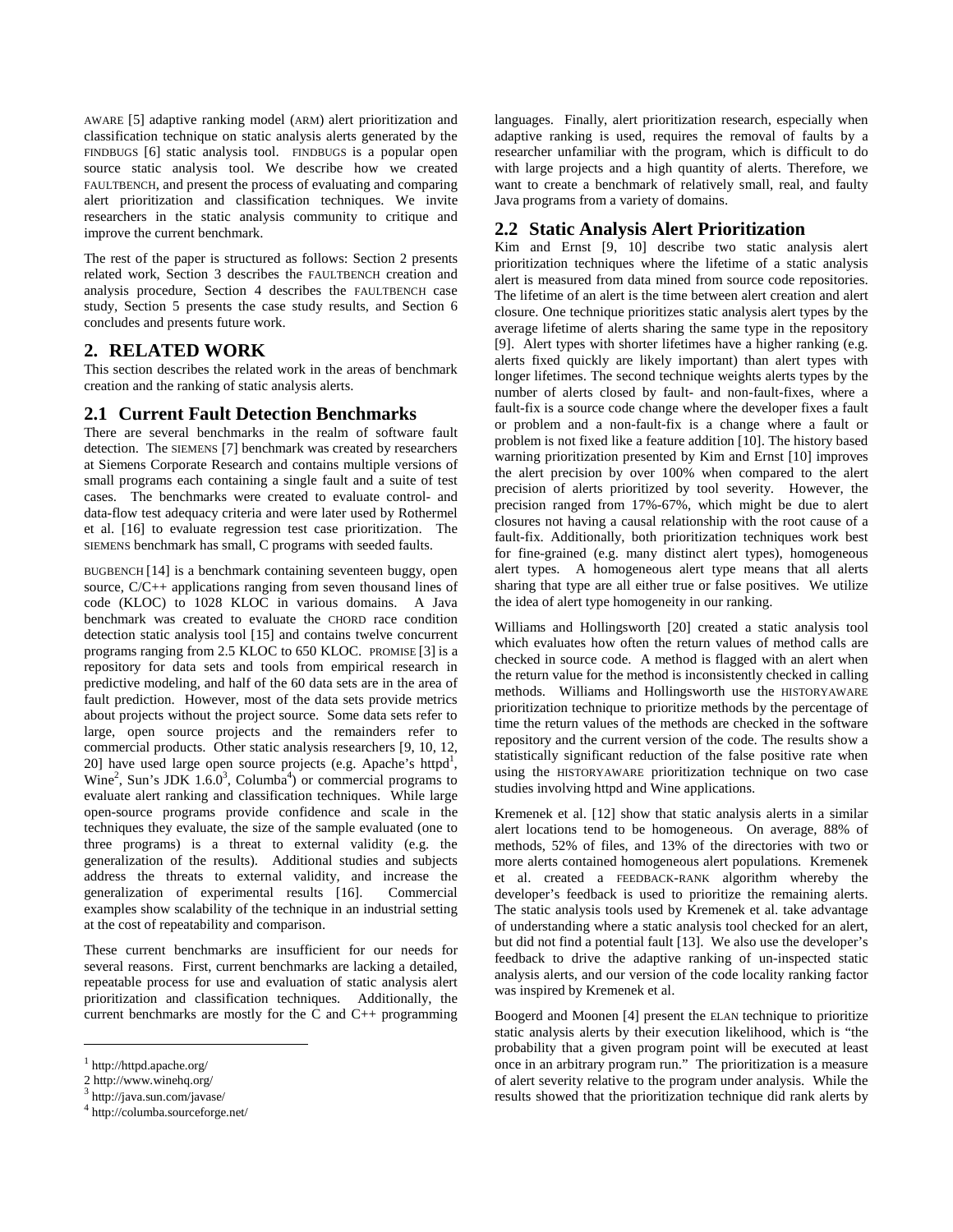AWARE [5] adaptive ranking model (ARM) alert prioritization and classification technique on static analysis alerts generated by the FINDBUGS [6] static analysis tool. FINDBUGS is a popular open source static analysis tool. We describe how we created FAULTBENCH, and present the process of evaluating and comparing alert prioritization and classification techniques. We invite researchers in the static analysis community to critique and improve the current benchmark.

The rest of the paper is structured as follows: Section 2 presents related work, Section 3 describes the FAULTBENCH creation and analysis procedure, Section 4 describes the FAULTBENCH case study, Section 5 presents the case study results, and Section 6 concludes and presents future work.

## 2. RELATED WORK

This section describes the related work in the areas of benchmark creation and the ranking of static analysis alerts.

### 2.1 Current Fault Detection Benchmarks

There are several benchmarks in the realm of software fault detection. The SIEMENS [7] benchmark was created by researchers at Siemens Corporate Research and contains multiple versions of small programs each containing a single fault and a suite of test cases. The benchmarks were created to evaluate control- and data-flow test adequacy criteria and were later used by Rothermel et al. [16] to evaluate regression test case prioritization. The SIEMENS benchmark has small, C programs with seeded faults.

BUGBENCH [14] is a benchmark containing seventeen buggy, open source, C/C++ applications ranging from seven thousand lines of code (KLOC) to 1028 KLOC in various domains. A Java benchmark was created to evaluate the CHORD race condition detection static analysis tool [15] and contains twelve concurrent programs ranging from 2.5 KLOC to 650 KLOC. PROMISE [3] is a repository for data sets and tools from empirical research in predictive modeling, and half of the 60 data sets are in the area of fault prediction. However, most of the data sets provide metrics about projects without the project source. Some data sets refer to large, open source projects and the remainders refer to commercial products. Other static analysis researchers [9, 10, 12, 20] have used large open source projects (e.g. Apache's httpd[1], Wine[2], Sun's JDK 1.6.0[3], Columba[4]) or commercial programs to evaluate alert ranking and classification techniques. While large open-source programs provide confidence and scale in the techniques they evaluate, the size of the sample evaluated (one to three programs) is a threat to external validity (e.g. the generalization of the results). Additional studies and subjects address the threats to external validity, and increase the generalization of experimental results [16]. Commercial examples show scalability of the technique in an industrial setting at the cost of repeatability and comparison.

These current benchmarks are insufficient for our needs for several reasons. First, current benchmarks are lacking a detailed, repeatable process for use and evaluation of static analysis alert prioritization and classification techniques. Additionally, the current benchmarks are mostly for the C and C++ programming languages. Finally, alert prioritization research, especially when adaptive ranking is used, requires the removal of faults by a researcher unfamiliar with the program, which is difficult to do with large projects and a high quantity of alerts. Therefore, we want to create a benchmark of relatively small, real, and faulty Java programs from a variety of domains.

### 2.2 Static Analysis Alert Prioritization

Kim and Ernst [9, 10] describe two static analysis alert prioritization techniques where the lifetime of a static analysis alert is measured from data mined from source code repositories. The lifetime of an alert is the time between alert creation and alert closure. One technique prioritizes static analysis alert types by the average lifetime of alerts sharing the same type in the repository [9]. Alert types with shorter lifetimes have a higher ranking (e.g. alerts fixed quickly are likely important) than alert types with longer lifetimes. The second technique weights alerts types by the number of alerts closed by fault- and non-fault-fixes, where a fault-fix is a source code change where the developer fixes a fault or problem and a non-fault-fix is a change where a fault or problem is not fixed like a feature addition [10]. The history based warning prioritization presented by Kim and Ernst [10] improves the alert precision by over 100% when compared to the alert precision of alerts prioritized by tool severity. However, the precision ranged from 17%-67%, which might be due to alert closures not having a causal relationship with the root cause of a fault-fix. Additionally, both prioritization techniques work best for fine-grained (e.g. many distinct alert types), homogeneous alert types. A homogeneous alert type means that all alerts sharing that type are all either true or false positives. We utilize the idea of alert type homogeneity in our ranking.

Williams and Hollingsworth [20] created a static analysis tool which evaluates how often the return values of method calls are checked in source code. A method is flagged with an alert when the return value for the method is inconsistently checked in calling methods. Williams and Hollingsworth use the HISTORYAWARE prioritization technique to prioritize methods by the percentage of time the return values of the methods are checked in the software repository and the current version of the code. The results show a statistically significant reduction of the false positive rate when using the HISTORYAWARE prioritization technique on two case studies involving httpd and Wine applications.

Kremenek et al. [12] show that static analysis alerts in a similar alert locations tend to be homogeneous. On average, 88% of methods, 52% of files, and 13% of the directories with two or more alerts contained homogeneous alert populations. Kremenek et al. created a FEEDBACK-RANK algorithm whereby the developer's feedback is used to prioritize the remaining alerts. The static analysis tools used by Kremenek et al. take advantage of understanding where a static analysis tool checked for an alert, but did not find a potential fault [13]. We also use the developer's feedback to drive the adaptive ranking of un-inspected static analysis alerts, and our version of the code locality ranking factor was inspired by Kremenek et al.

Boogerd and Moonen [4] present the ELAN technique to prioritize static analysis alerts by their execution likelihood, which is "the probability that a given program point will be executed at least once in an arbitrary program run." The prioritization is a measure of alert severity relative to the program under analysis. While the results showed that the prioritization technique did rank alerts by

---

[1] http://httpd.apache.org/

[2] http://www.winehq.org/

[3] http://java.sun.com/javase/

[4] http://columba.sourceforge.net/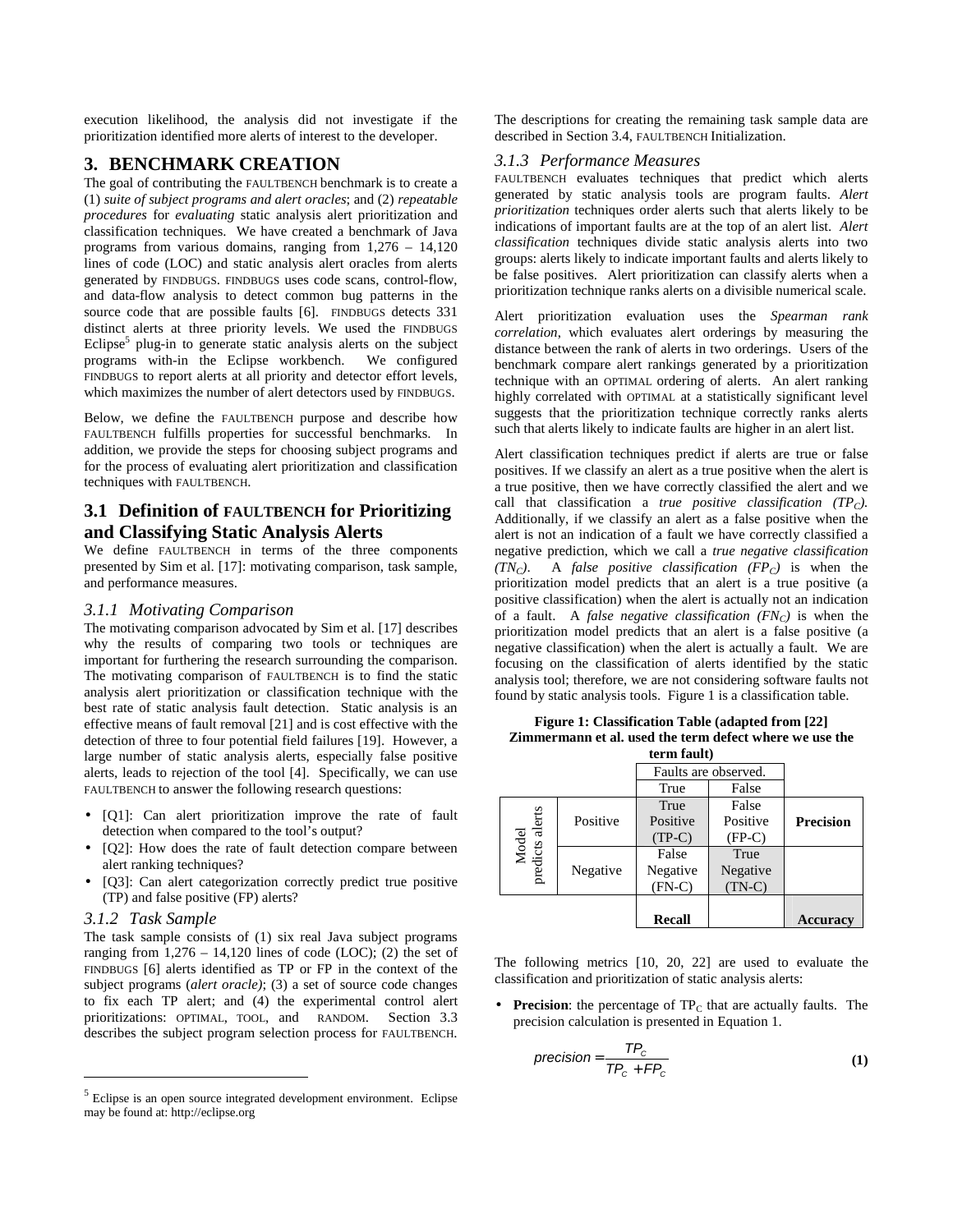execution likelihood, the analysis did not investigate if the prioritization identified more alerts of interest to the developer.

# 3. BENCHMARK CREATION

The goal of contributing the FAULTBENCH benchmark is to create a (1) *suite of subject programs and alert oracles*; and (2) *repeatable procedures* for *evaluating* static analysis alert prioritization and classification techniques. We have created a benchmark of Java programs from various domains, ranging from 1,276 – 14,120 lines of code (LOC) and static analysis alert oracles from alerts generated by FINDBUGS. FINDBUGS uses code scans, control-flow, and data-flow analysis to detect common bug patterns in the source code that are possible faults [6]. FINDBUGS detects 331 distinct alerts at three priority levels. We used the FINDBUGS Eclipse[5] plug-in to generate static analysis alerts on the subject programs with-in the Eclipse workbench. We configured FINDBUGS to report alerts at all priority and detector effort levels, which maximizes the number of alert detectors used by FINDBUGS.

Below, we define the FAULTBENCH purpose and describe how FAULTBENCH fulfills properties for successful benchmarks. In addition, we provide the steps for choosing subject programs and for the process of evaluating alert prioritization and classification techniques with FAULTBENCH.

## 3.1 Definition of FAULTBENCH for Prioritizing and Classifying Static Analysis Alerts

We define FAULTBENCH in terms of the three components presented by Sim et al. [17]: motivating comparison, task sample, and performance measures.

### *3.1.1 Motivating Comparison*

The motivating comparison advocated by Sim et al. [17] describes why the results of comparing two tools or techniques are important for furthering the research surrounding the comparison. The motivating comparison of FAULTBENCH is to find the static analysis alert prioritization or classification technique with the best rate of static analysis fault detection. Static analysis is an effective means of fault removal [21] and is cost effective with the detection of three to four potential field failures [19]. However, a large number of static analysis alerts, especially false positive alerts, leads to rejection of the tool [4]. Specifically, we can use FAULTBENCH to answer the following research questions:

- [Q1]: Can alert prioritization improve the rate of fault detection when compared to the tool's output?
- [Q2]: How does the rate of fault detection compare between alert ranking techniques?
- [Q3]: Can alert categorization correctly predict true positive (TP) and false positive (FP) alerts?

### *3.1.2 Task Sample*

The task sample consists of (1) six real Java subject programs ranging from 1,276 – 14,120 lines of code (LOC); (2) the set of FINDBUGS [6] alerts identified as TP or FP in the context of the subject programs (*alert oracle)*; (3) a set of source code changes to fix each TP alert; and (4) the experimental control alert prioritizations: OPTIMAL, TOOL, and RANDOM. Section 3.3 describes the subject program selection process for FAULTBENCH. The descriptions for creating the remaining task sample data are described in Section 3.4, FAULTBENCH Initialization.

[5] Eclipse is an open source integrated development environment. Eclipse may be found at: http://eclipse.org

### *3.1.3 Performance Measures*

FAULTBENCH evaluates techniques that predict which alerts generated by static analysis tools are program faults. *Alert prioritization* techniques order alerts such that alerts likely to be indications of important faults are at the top of an alert list. *Alert classification* techniques divide static analysis alerts into two groups: alerts likely to indicate important faults and alerts likely to be false positives. Alert prioritization can classify alerts when a prioritization technique ranks alerts on a divisible numerical scale.

Alert prioritization evaluation uses the *Spearman rank correlation*, which evaluates alert orderings by measuring the distance between the rank of alerts in two orderings. Users of the benchmark compare alert rankings generated by a prioritization technique with an OPTIMAL ordering of alerts. An alert ranking highly correlated with OPTIMAL at a statistically significant level suggests that the prioritization technique correctly ranks alerts such that alerts likely to indicate faults are higher in an alert list.

Alert classification techniques predict if alerts are true or false positives. If we classify an alert as a true positive when the alert is a true positive, then we have correctly classified the alert and we call that classification a *true positive classification ($TP_C$).* Additionally, if we classify an alert as a false positive when the alert is not an indication of a fault we have correctly classified a negative prediction, which we call a *true negative classification ($TN_C$)*. A *false positive classification ($FP_C$)* is when the prioritization model predicts that an alert is a true positive (a positive classification) when the alert is actually not an indication of a fault. A *false negative classification ($FN_C$)* is when the prioritization model predicts that an alert is a false positive (a negative classification) when the alert is actually a fault. We are focusing on the classification of alerts identified by the static analysis tool; therefore, we are not considering software faults not found by static analysis tools. Figure 1 is a classification table.

**Figure 1: Classification Table (adapted from [22] Zimmermann et al. used the term defect where we use the term fault)**

| | | Faults are observed. | | |
|---|---|---|---|---|
| | | True | False | |
| Model predicts alerts | Positive | True Positive (TP-C) | False Positive (FP-C) | **Precision** |
| | Negative | False Negative (FN-C) | True Negative (TN-C) | |
| | | **Recall** | | **Accuracy** |

The following metrics [10, 20, 22] are used to evaluate the classification and prioritization of static analysis alerts:

- **Precision**: the percentage of $TP_C$ that are actually faults. The precision calculation is presented in Equation 1.

$$precision = \frac{TP_c}{TP_c + FP_c} \quad (1)$$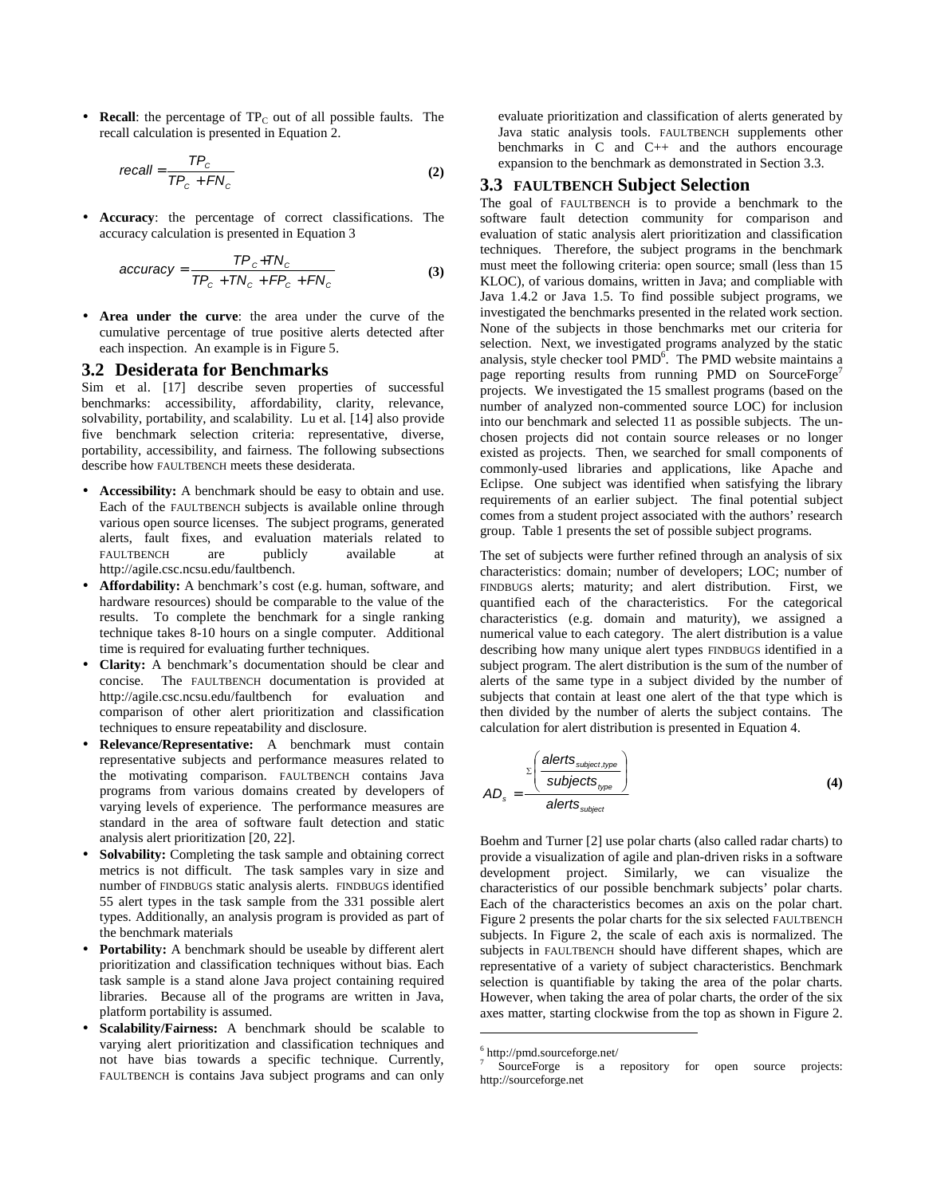- **Recall**: the percentage of $TP_C$ out of all possible faults. The recall calculation is presented in Equation 2.

$$recall = \frac{TP_C}{TP_C + FN_C} \quad (2)$$

- **Accuracy**: the percentage of correct classifications. The accuracy calculation is presented in Equation 3

$$accuracy = \frac{TP_C + TN_C}{TP_C + TN_C + FP_C + FN_C} \quad (3)$$

- **Area under the curve**: the area under the curve of the cumulative percentage of true positive alerts detected after each inspection. An example is in Figure 5.

## 3.2 Desiderata for Benchmarks

Sim et al. [17] describe seven properties of successful benchmarks: accessibility, affordability, clarity, relevance, solvability, portability, and scalability. Lu et al. [14] also provide five benchmark selection criteria: representative, diverse, portability, accessibility, and fairness. The following subsections describe how FAULTBENCH meets these desiderata.

- **Accessibility:** A benchmark should be easy to obtain and use. Each of the FAULTBENCH subjects is available online through various open source licenses. The subject programs, generated alerts, fault fixes, and evaluation materials related to FAULTBENCH are publicly available at http://agile.csc.ncsu.edu/faultbench.
- **Affordability:** A benchmark's cost (e.g. human, software, and hardware resources) should be comparable to the value of the results. To complete the benchmark for a single ranking technique takes 8-10 hours on a single computer. Additional time is required for evaluating further techniques.
- **Clarity:** A benchmark's documentation should be clear and concise. The FAULTBENCH documentation is provided at http://agile.csc.ncsu.edu/faultbench for evaluation and comparison of other alert prioritization and classification techniques to ensure repeatability and disclosure.
- **Relevance/Representative:** A benchmark must contain representative subjects and performance measures related to the motivating comparison. FAULTBENCH contains Java programs from various domains created by developers of varying levels of experience. The performance measures are standard in the area of software fault detection and static analysis alert prioritization [20, 22].
- **Solvability:** Completing the task sample and obtaining correct metrics is not difficult. The task samples vary in size and number of FINDBUGS static analysis alerts. FINDBUGS identified 55 alert types in the task sample from the 331 possible alert types. Additionally, an analysis program is provided as part of the benchmark materials
- **Portability:** A benchmark should be useable by different alert prioritization and classification techniques without bias. Each task sample is a stand alone Java project containing required libraries. Because all of the programs are written in Java, platform portability is assumed.
- **Scalability/Fairness:** A benchmark should be scalable to varying alert prioritization and classification techniques and not have bias towards a specific technique. Currently, FAULTBENCH is contains Java subject programs and can only evaluate prioritization and classification of alerts generated by Java static analysis tools. FAULTBENCH supplements other benchmarks in C and C++ and the authors encourage expansion to the benchmark as demonstrated in Section 3.3.

## 3.3 FAULTBENCH Subject Selection

The goal of FAULTBENCH is to provide a benchmark to the software fault detection community for comparison and evaluation of static analysis alert prioritization and classification techniques. Therefore, the subject programs in the benchmark must meet the following criteria: open source; small (less than 15 KLOC), of various domains, written in Java; and compliable with Java 1.4.2 or Java 1.5. To find possible subject programs, we investigated the benchmarks presented in the related work section. None of the subjects in those benchmarks met our criteria for selection. Next, we investigated programs analyzed by the static analysis, style checker tool PMD[6]. The PMD website maintains a page reporting results from running PMD on SourceForge[7] projects. We investigated the 15 smallest programs (based on the number of analyzed non-commented source LOC) for inclusion into our benchmark and selected 11 as possible subjects. The un-chosen projects did not contain source releases or no longer existed as projects. Then, we searched for small components of commonly-used libraries and applications, like Apache and Eclipse. One subject was identified when satisfying the library requirements of an earlier subject. The final potential subject comes from a student project associated with the authors' research group. Table 1 presents the set of possible subject programs.

The set of subjects were further refined through an analysis of six characteristics: domain; number of developers; LOC; number of FINDBUGS alerts; maturity; and alert distribution. First, we quantified each of the characteristics. For the categorical characteristics (e.g. domain and maturity), we assigned a numerical value to each category. The alert distribution is a value describing how many unique alert types FINDBUGS identified in a subject program. The alert distribution is the sum of the number of alerts of the same type in a subject divided by the number of subjects that contain at least one alert of the that type which is then divided by the number of alerts the subject contains. The calculation for alert distribution is presented in Equation 4.

$$AD_s = \frac{\sum\left(\frac{alerts_{subject,type}}{subjects_{type}}\right)}{alerts_{subject}} \quad (4)$$

Boehm and Turner [2] use polar charts (also called radar charts) to provide a visualization of agile and plan-driven risks in a software development project. Similarly, we can visualize the characteristics of our possible benchmark subjects' polar charts. Each of the characteristics becomes an axis on the polar chart. Figure 2 presents the polar charts for the six selected FAULTBENCH subjects. In Figure 2, the scale of each axis is normalized. The subjects in FAULTBENCH should have different shapes, which are representative of a variety of subject characteristics. Benchmark selection is quantifiable by taking the area of the polar charts. However, when taking the area of polar charts, the order of the six axes matter, starting clockwise from the top as shown in Figure 2.

---

[6] http://pmd.sourceforge.net/

[7] SourceForge is a repository for open source projects: http://sourceforge.net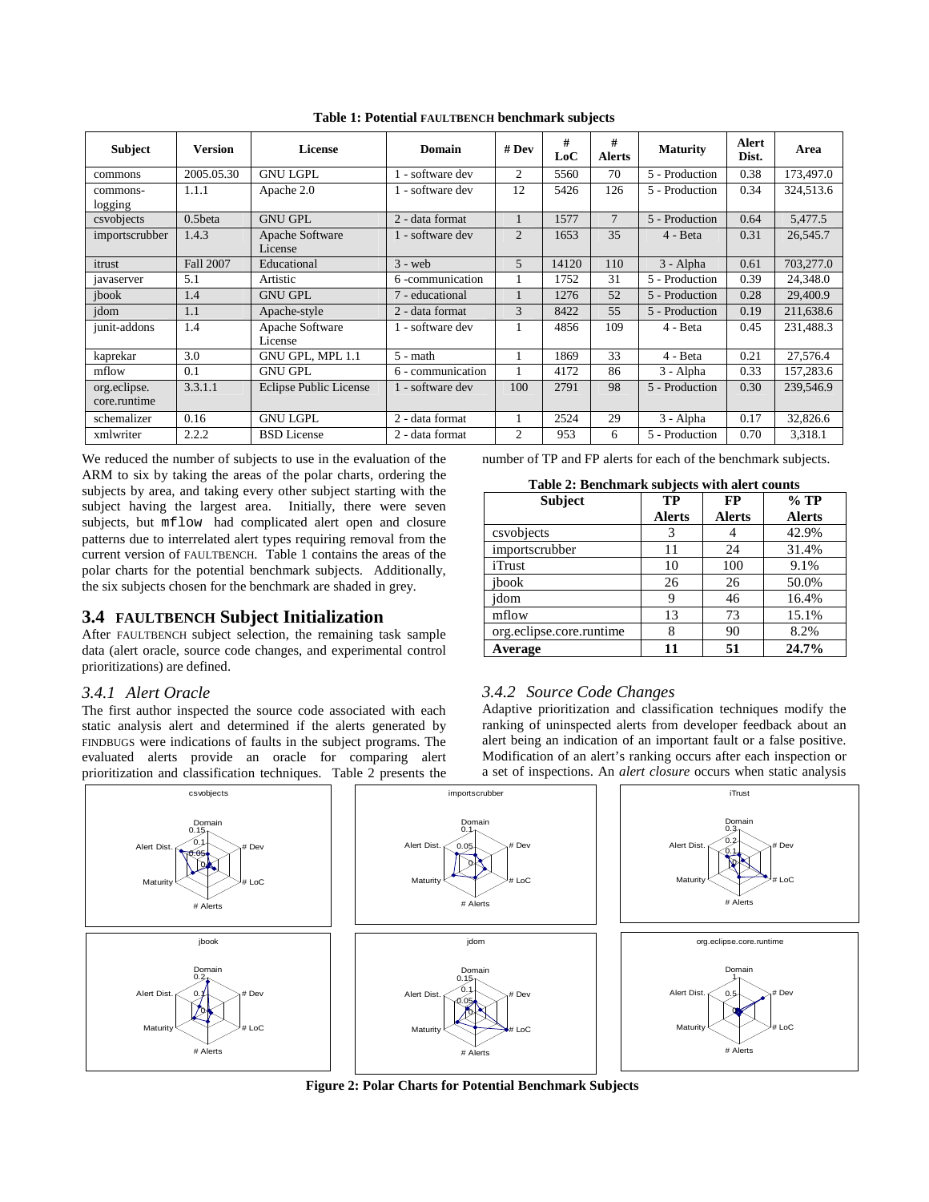**Table 1: Potential FAULTBENCH benchmark subjects**

| Subject | Version | License | Domain | # Dev | # LoC | # Alerts | Maturity | Alert Dist. | Area |
|---|---|---|---|---|---|---|---|---|---|
| commons | 2005.05.30 | GNU LGPL | 1 - software dev | 2 | 5560 | 70 | 5 - Production | 0.38 | 173,497.0 |
| commons-logging | 1.1.1 | Apache 2.0 | 1 - software dev | 12 | 5426 | 126 | 5 - Production | 0.34 | 324,513.6 |
| csvobjects | 0.5beta | GNU GPL | 2 - data format | 1 | 1577 | 7 | 5 - Production | 0.64 | 5,477.5 |
| importscrubber | 1.4.3 | Apache Software License | 1 - software dev | 2 | 1653 | 35 | 4 - Beta | 0.31 | 26,545.7 |
| itrust | Fall 2007 | Educational | 3 - web | 5 | 14120 | 110 | 3 - Alpha | 0.61 | 703,277.0 |
| javaserver | 5.1 | Artistic | 6 -communication | 1 | 1752 | 31 | 5 - Production | 0.39 | 24,348.0 |
| jbook | 1.4 | GNU GPL | 7 - educational | 1 | 1276 | 52 | 5 - Production | 0.28 | 29,400.9 |
| jdom | 1.1 | Apache-style | 2 - data format | 3 | 8422 | 55 | 5 - Production | 0.19 | 211,638.6 |
| junit-addons | 1.4 | Apache Software License | 1 - software dev | 1 | 4856 | 109 | 4 - Beta | 0.45 | 231,488.3 |
| kaprekar | 3.0 | GNU GPL, MPL 1.1 | 5 - math | 1 | 1869 | 33 | 4 - Beta | 0.21 | 27,576.4 |
| mflow | 0.1 | GNU GPL | 6 - communication | 1 | 4172 | 86 | 3 - Alpha | 0.33 | 157,283.6 |
| org.eclipse.core.runtime | 3.3.1.1 | Eclipse Public License | 1 - software dev | 100 | 2791 | 98 | 5 - Production | 0.30 | 239,546.9 |
| schemalizer | 0.16 | GNU LGPL | 2 - data format | 1 | 2524 | 29 | 3 - Alpha | 0.17 | 32,826.6 |
| xmlwriter | 2.2.2 | BSD License | 2 - data format | 2 | 953 | 6 | 5 - Production | 0.70 | 3,318.1 |

We reduced the number of subjects to use in the evaluation of the ARM to six by taking the areas of the polar charts, ordering the subjects by area, and taking every other subject starting with the subject having the largest area. Initially, there were seven subjects, but `mflow` had complicated alert open and closure patterns due to interrelated alert types requiring removal from the current version of FAULTBENCH. Table 1 contains the areas of the polar charts for the potential benchmark subjects. Additionally, the six subjects chosen for the benchmark are shaded in grey.

## 3.4 FAULTBENCH Subject Initialization

After FAULTBENCH subject selection, the remaining task sample data (alert oracle, source code changes, and experimental control prioritizations) are defined.

### 3.4.1 Alert Oracle

The first author inspected the source code associated with each static analysis alert and determined if the alerts generated by FINDBUGS were indications of faults in the subject programs. The evaluated alerts provide an oracle for comparing alert prioritization and classification techniques. Table 2 presents the number of TP and FP alerts for each of the benchmark subjects.

**Table 2: Benchmark subjects with alert counts**

| Subject | TP Alerts | FP Alerts | % TP Alerts |
|---|---|---|---|
| csvobjects | 3 | 4 | 42.9% |
| importscrubber | 11 | 24 | 31.4% |
| iTrust | 10 | 100 | 9.1% |
| jbook | 26 | 26 | 50.0% |
| jdom | 9 | 46 | 16.4% |
| mflow | 13 | 73 | 15.1% |
| org.eclipse.core.runtime | 8 | 90 | 8.2% |
| **Average** | **11** | **51** | **24.7%** |

### 3.4.2 Source Code Changes

Adaptive prioritization and classification techniques modify the ranking of uninspected alerts from developer feedback about an alert being an indication of an important fault or a false positive. Modification of an alert's ranking occurs after each inspection or a set of inspections. An *alert closure* occurs when static analysis

**Figure 2: Polar Charts for Potential Benchmark Subjects**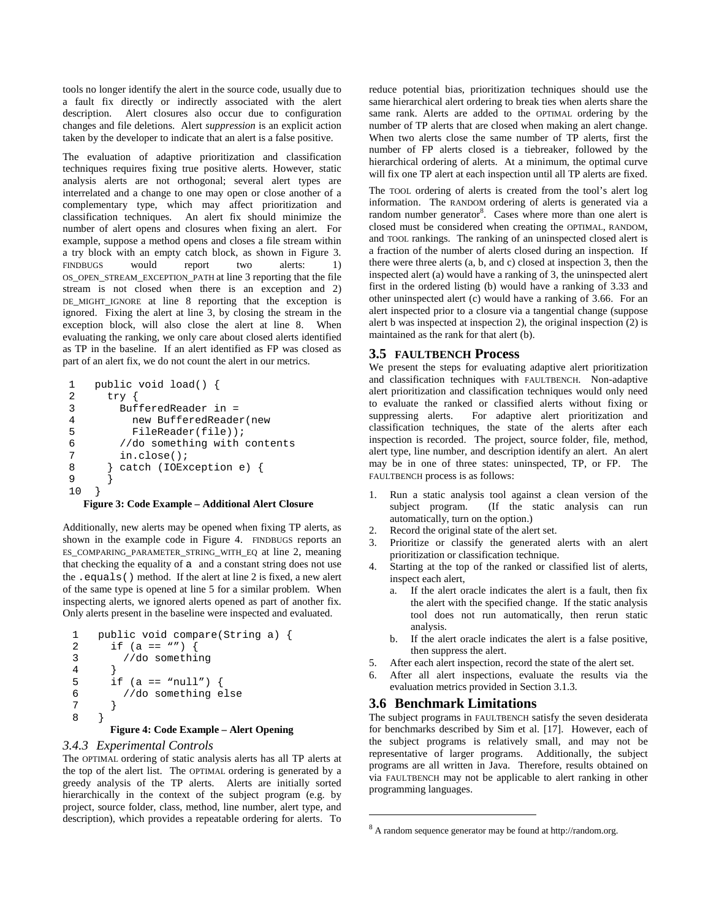tools no longer identify the alert in the source code, usually due to a fault fix directly or indirectly associated with the alert description. Alert closures also occur due to configuration changes and file deletions. Alert *suppression* is an explicit action taken by the developer to indicate that an alert is a false positive.

The evaluation of adaptive prioritization and classification techniques requires fixing true positive alerts. However, static analysis alerts are not orthogonal; several alert types are interrelated and a change to one may open or close another of a complementary type, which may affect prioritization and classification techniques. An alert fix should minimize the number of alert opens and closures when fixing an alert. For example, suppose a method opens and closes a file stream within a try block with an empty catch block, as shown in Figure 3. FINDBUGS would report two alerts: 1) OS_OPEN_STREAM_EXCEPTION_PATH at line 3 reporting that the file stream is not closed when there is an exception and 2) DE_MIGHT_IGNORE at line 8 reporting that the exception is ignored. Fixing the alert at line 3, by closing the stream in the exception block, will also close the alert at line 8. When evaluating the ranking, we only care about closed alerts identified as TP in the baseline. If an alert identified as FP was closed as part of an alert fix, we do not count the alert in our metrics.

```
1    public void load() {
2      try {
3        BufferedReader in =
4          new BufferedReader(new
5          FileReader(file));
6        //do something with contents
7        in.close();
8      } catch (IOException e) {
9      }
10   }
```

**Figure 3: Code Example – Additional Alert Closure**

Additionally, new alerts may be opened when fixing TP alerts, as shown in the example code in Figure 4. FINDBUGS reports an ES_COMPARING_PARAMETER_STRING_WITH_EQ at line 2, meaning that checking the equality of a and a constant string does not use the .equals() method. If the alert at line 2 is fixed, a new alert of the same type is opened at line 5 for a similar problem. When inspecting alerts, we ignored alerts opened as part of another fix. Only alerts present in the baseline were inspected and evaluated.

```
1    public void compare(String a) {
2      if (a == "") {
3        //do something
4      }
5      if (a == "null") {
6        //do something else
7      }
8    }
```

**Figure 4: Code Example – Alert Opening**

#### *3.4.3 Experimental Controls*

The OPTIMAL ordering of static analysis alerts has all TP alerts at the top of the alert list. The OPTIMAL ordering is generated by a greedy analysis of the TP alerts. Alerts are initially sorted hierarchically in the context of the subject program (e.g. by project, source folder, class, method, line number, alert type, and description), which provides a repeatable ordering for alerts. To reduce potential bias, prioritization techniques should use the same hierarchical alert ordering to break ties when alerts share the same rank. Alerts are added to the OPTIMAL ordering by the number of TP alerts that are closed when making an alert change. When two alerts close the same number of TP alerts, first the number of FP alerts closed is a tiebreaker, followed by the hierarchical ordering of alerts. At a minimum, the optimal curve will fix one TP alert at each inspection until all TP alerts are fixed.

The TOOL ordering of alerts is created from the tool's alert log information. The RANDOM ordering of alerts is generated via a random number generator[8]. Cases where more than one alert is closed must be considered when creating the OPTIMAL, RANDOM, and TOOL rankings. The ranking of an uninspected closed alert is a fraction of the number of alerts closed during an inspection. If there were three alerts (a, b, and c) closed at inspection 3, then the inspected alert (a) would have a ranking of 3, the uninspected alert first in the ordered listing (b) would have a ranking of 3.33 and other uninspected alert (c) would have a ranking of 3.66. For an alert inspected prior to a closure via a tangential change (suppose alert b was inspected at inspection 2), the original inspection (2) is maintained as the rank for that alert (b).

## 3.5 FAULTBENCH Process

We present the steps for evaluating adaptive alert prioritization and classification techniques with FAULTBENCH. Non-adaptive alert prioritization and classification techniques would only need to evaluate the ranked or classified alerts without fixing or suppressing alerts. For adaptive alert prioritization and classification techniques, the state of the alerts after each inspection is recorded. The project, source folder, file, method, alert type, line number, and description identify an alert. An alert may be in one of three states: uninspected, TP, or FP. The FAULTBENCH process is as follows:

1. Run a static analysis tool against a clean version of the subject program. (If the static analysis can run automatically, turn on the option.)
2. Record the original state of the alert set.
3. Prioritize or classify the generated alerts with an alert prioritization or classification technique.
4. Starting at the top of the ranked or classified list of alerts, inspect each alert,
   a. If the alert oracle indicates the alert is a fault, then fix the alert with the specified change. If the static analysis tool does not run automatically, then rerun static analysis.
   b. If the alert oracle indicates the alert is a false positive, then suppress the alert.
5. After each alert inspection, record the state of the alert set.
6. After all alert inspections, evaluate the results via the evaluation metrics provided in Section 3.1.3.

## 3.6 Benchmark Limitations

The subject programs in FAULTBENCH satisfy the seven desiderata for benchmarks described by Sim et al. [17]. However, each of the subject programs is relatively small, and may not be representative of larger programs. Additionally, the subject programs are all written in Java. Therefore, results obtained on via FAULTBENCH may not be applicable to alert ranking in other programming languages.

[8] A random sequence generator may be found at http://random.org.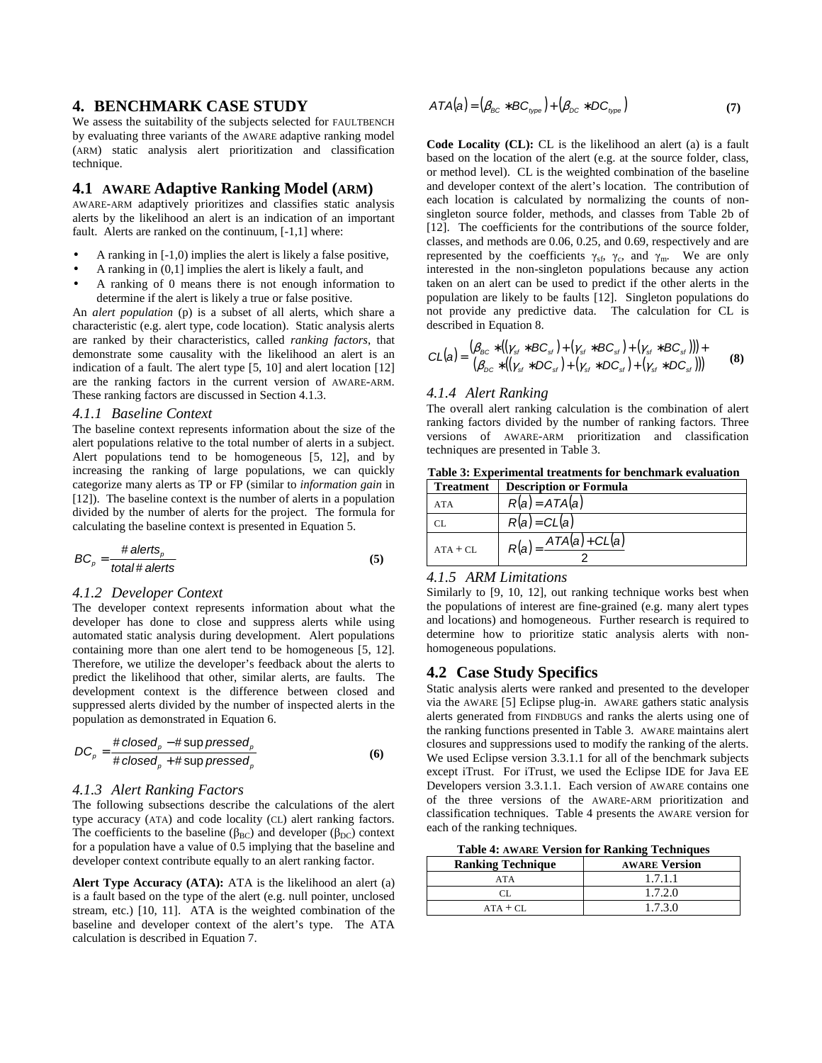## 4. BENCHMARK CASE STUDY

We assess the suitability of the subjects selected for FAULTBENCH by evaluating three variants of the AWARE adaptive ranking model (ARM) static analysis alert prioritization and classification technique.

### 4.1 AWARE Adaptive Ranking Model (ARM)

AWARE-ARM adaptively prioritizes and classifies static analysis alerts by the likelihood an alert is an indication of an important fault. Alerts are ranked on the continuum, [-1,1] where:

- A ranking in [-1,0) implies the alert is likely a false positive,
- A ranking in (0,1] implies the alert is likely a fault, and
- A ranking of 0 means there is not enough information to determine if the alert is likely a true or false positive.

An *alert population* (p) is a subset of all alerts, which share a characteristic (e.g. alert type, code location). Static analysis alerts are ranked by their characteristics, called *ranking factors*, that demonstrate some causality with the likelihood an alert is an indication of a fault. The alert type [5, 10] and alert location [12] are the ranking factors in the current version of AWARE-ARM. These ranking factors are discussed in Section 4.1.3.

#### 4.1.1 Baseline Context

The baseline context represents information about the size of the alert populations relative to the total number of alerts in a subject. Alert populations tend to be homogeneous [5, 12], and by increasing the ranking of large populations, we can quickly categorize many alerts as TP or FP (similar to *information gain* in [12]). The baseline context is the number of alerts in a population divided by the number of alerts for the project. The formula for calculating the baseline context is presented in Equation 5.

$$BC_p = \frac{\#\,alerts_p}{total\,\#\,alerts} \quad (5)$$

#### 4.1.2 Developer Context

The developer context represents information about what the developer has done to close and suppress alerts while using automated static analysis during development. Alert populations containing more than one alert tend to be homogeneous [5, 12]. Therefore, we utilize the developer's feedback about the alerts to predict the likelihood that other, similar alerts, are faults. The development context is the difference between closed and suppressed alerts divided by the number of inspected alerts in the population as demonstrated in Equation 6.

$$DC_p = \frac{\#\,closed_p - \#\,suppressed_p}{\#\,closed_p + \#\,suppressed_p} \quad (6)$$

#### 4.1.3 Alert Ranking Factors

The following subsections describe the calculations of the alert type accuracy (ATA) and code locality (CL) alert ranking factors. The coefficients to the baseline ($\beta_{BC}$) and developer ($\beta_{DC}$) context for a population have a value of 0.5 implying that the baseline and developer context contribute equally to an alert ranking factor.

**Alert Type Accuracy (ATA):** ATA is the likelihood an alert (a) is a fault based on the type of the alert (e.g. null pointer, unclosed stream, etc.) [10, 11]. ATA is the weighted combination of the baseline and developer context of the alert's type. The ATA calculation is described in Equation 7.

$$ATA(a) = (\beta_{BC} * BC_{type}) + (\beta_{DC} * DC_{type}) \quad (7)$$

**Code Locality (CL):** CL is the likelihood an alert (a) is a fault based on the location of the alert (e.g. at the source folder, class, or method level). CL is the weighted combination of the baseline and developer context of the alert's location. The contribution of each location is calculated by normalizing the counts of non-singleton source folder, methods, and classes from Table 2b of [12]. The coefficients for the contributions of the source folder, classes, and methods are 0.06, 0.25, and 0.69, respectively and are represented by the coefficients $\gamma_{sf}$, $\gamma_c$, and $\gamma_m$. We are only interested in the non-singleton populations because any action taken on an alert can be used to predict if the other alerts in the population are likely to be faults [12]. Singleton populations do not provide any predictive data. The calculation for CL is described in Equation 8.

$$CL(a) = \begin{matrix}(\beta_{BC} * ((\gamma_{sf} * BC_{sf}) + (\gamma_{sf} * BC_{sf}) + (\gamma_{sf} * BC_{sf}))) + \\ (\beta_{DC} * ((\gamma_{sf} * DC_{sf}) + (\gamma_{sf} * DC_{sf}) + (\gamma_{sf} * DC_{sf})))\end{matrix} \quad (8)$$

#### 4.1.4 Alert Ranking

The overall alert ranking calculation is the combination of alert ranking factors divided by the number of ranking factors. Three versions of AWARE-ARM prioritization and classification techniques are presented in Table 3.

**Table 3: Experimental treatments for benchmark evaluation**

| Treatment | Description or Formula |
|---|---|
| ATA | $R(a) = ATA(a)$ |
| CL | $R(a) = CL(a)$ |
| ATA + CL | $R(a) = \frac{ATA(a) + CL(a)}{2}$ |

#### 4.1.5 ARM Limitations

Similarly to [9, 10, 12], out ranking technique works best when the populations of interest are fine-grained (e.g. many alert types and locations) and homogeneous. Further research is required to determine how to prioritize static analysis alerts with non-homogeneous populations.

### 4.2 Case Study Specifics

Static analysis alerts were ranked and presented to the developer via the AWARE [5] Eclipse plug-in. AWARE gathers static analysis alerts generated from FINDBUGS and ranks the alerts using one of the ranking functions presented in Table 3. AWARE maintains alert closures and suppressions used to modify the ranking of the alerts. We used Eclipse version 3.3.1.1 for all of the benchmark subjects except iTrust. For iTrust, we used the Eclipse IDE for Java EE Developers version 3.3.1.1. Each version of AWARE contains one of the three versions of the AWARE-ARM prioritization and classification techniques. Table 4 presents the AWARE version for each of the ranking techniques.

**Table 4: AWARE Version for Ranking Techniques**

| Ranking Technique | AWARE Version |
|---|---|
| ATA | 1.7.1.1 |
| CL | 1.7.2.0 |
| ATA + CL | 1.7.3.0 |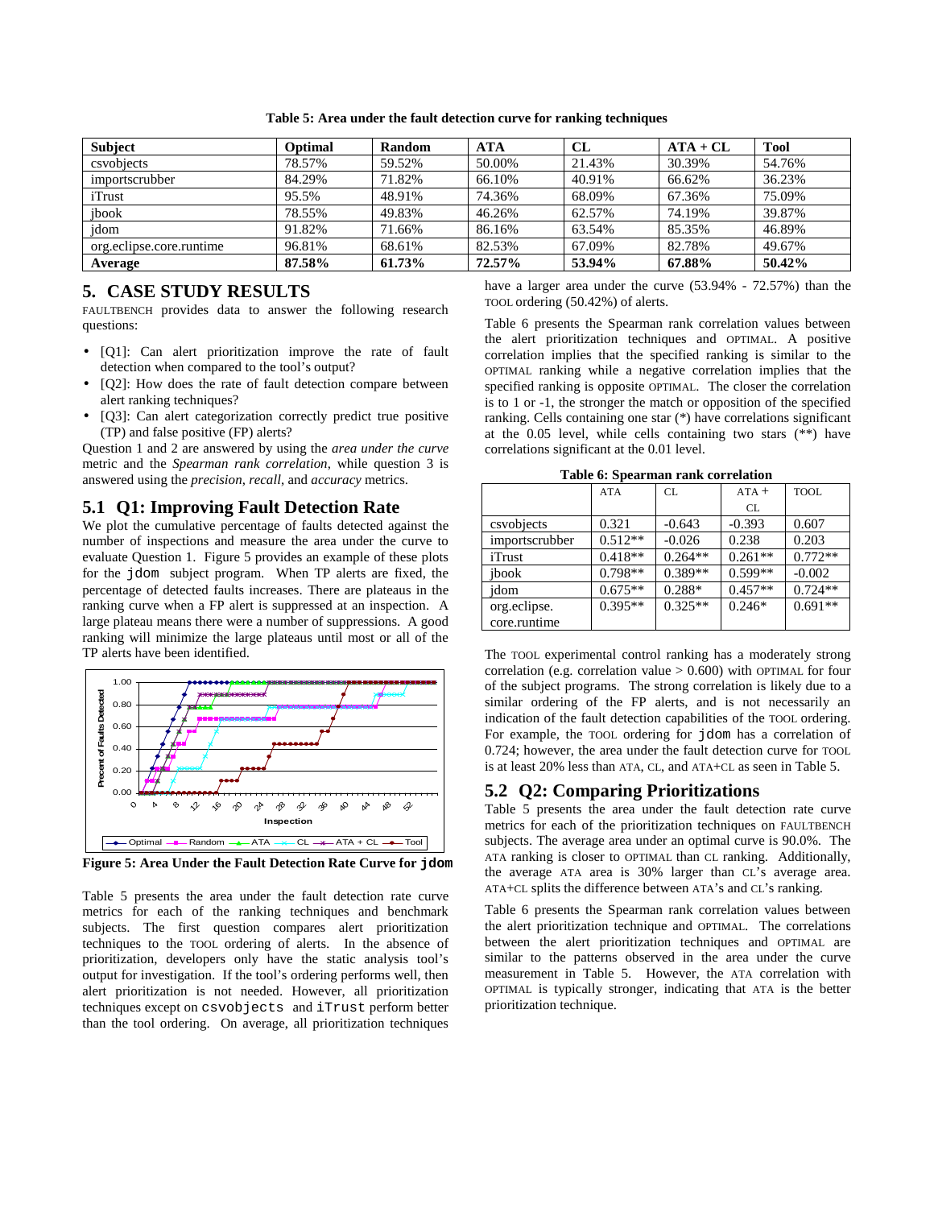**Table 5: Area under the fault detection curve for ranking techniques**

| Subject | Optimal | Random | ATA | CL | ATA + CL | Tool |
|---|---|---|---|---|---|---|
| csvobjects | 78.57% | 59.52% | 50.00% | 21.43% | 30.39% | 54.76% |
| importscrubber | 84.29% | 71.82% | 66.10% | 40.91% | 66.62% | 36.23% |
| iTrust | 95.5% | 48.91% | 74.36% | 68.09% | 67.36% | 75.09% |
| jbook | 78.55% | 49.83% | 46.26% | 62.57% | 74.19% | 39.87% |
| jdom | 91.82% | 71.66% | 86.16% | 63.54% | 85.35% | 46.89% |
| org.eclipse.core.runtime | 96.81% | 68.61% | 82.53% | 67.09% | 82.78% | 49.67% |
| **Average** | **87.58%** | **61.73%** | **72.57%** | **53.94%** | **67.88%** | **50.42%** |

## 5. CASE STUDY RESULTS

FAULTBENCH provides data to answer the following research questions:

- [Q1]: Can alert prioritization improve the rate of fault detection when compared to the tool's output?
- [Q2]: How does the rate of fault detection compare between alert ranking techniques?
- [Q3]: Can alert categorization correctly predict true positive (TP) and false positive (FP) alerts?

Question 1 and 2 are answered by using the *area under the curve* metric and the *Spearman rank correlation*, while question 3 is answered using the *precision*, *recall*, and *accuracy* metrics.

### 5.1 Q1: Improving Fault Detection Rate

We plot the cumulative percentage of faults detected against the number of inspections and measure the area under the curve to evaluate Question 1. Figure 5 provides an example of these plots for the `jdom` subject program. When TP alerts are fixed, the percentage of detected faults increases. There are plateaus in the ranking curve when a FP alert is suppressed at an inspection. A large plateau means there were a number of suppressions. A good ranking will minimize the large plateaus until most or all of the TP alerts have been identified.

**Figure 5: Area Under the Fault Detection Rate Curve for `jdom`**

Table 5 presents the area under the fault detection rate curve metrics for each of the ranking techniques and benchmark subjects. The first question compares alert prioritization techniques to the TOOL ordering of alerts. In the absence of prioritization, developers only have the static analysis tool's output for investigation. If the tool's ordering performs well, then alert prioritization is not needed. However, all prioritization techniques except on `csvobjects` and `iTrust` perform better than the tool ordering. On average, all prioritization techniques have a larger area under the curve (53.94% - 72.57%) than the TOOL ordering (50.42%) of alerts.

Table 6 presents the Spearman rank correlation values between the alert prioritization techniques and OPTIMAL. A positive correlation implies that the specified ranking is similar to the OPTIMAL ranking while a negative correlation implies that the specified ranking is opposite OPTIMAL. The closer the correlation is to 1 or -1, the stronger the match or opposition of the specified ranking. Cells containing one star (*) have correlations significant at the 0.05 level, while cells containing two stars (**) have correlations significant at the 0.01 level.

**Table 6: Spearman rank correlation**

| | ATA | CL | ATA + CL | TOOL |
|---|---|---|---|---|
| csvobjects | 0.321 | -0.643 | -0.393 | 0.607 |
| importscrubber | 0.512** | -0.026 | 0.238 | 0.203 |
| iTrust | 0.418** | 0.264** | 0.261** | 0.772** |
| jbook | 0.798** | 0.389** | 0.599** | -0.002 |
| jdom | 0.675** | 0.288* | 0.457** | 0.724** |
| org.eclipse.core.runtime | 0.395** | 0.325** | 0.246* | 0.691** |

The TOOL experimental control ranking has a moderately strong correlation (e.g. correlation value > 0.600) with OPTIMAL for four of the subject programs. The strong correlation is likely due to a similar ordering of the FP alerts, and is not necessarily an indication of the fault detection capabilities of the TOOL ordering. For example, the TOOL ordering for `jdom` has a correlation of 0.724; however, the area under the fault detection curve for TOOL is at least 20% less than ATA, CL, and ATA+CL as seen in Table 5.

### 5.2 Q2: Comparing Prioritizations

Table 5 presents the area under the fault detection rate curve metrics for each of the prioritization techniques on FAULTBENCH subjects. The average area under an optimal curve is 90.0%. The ATA ranking is closer to OPTIMAL than CL ranking. Additionally, the average ATA area is 30% larger than CL's average area. ATA+CL splits the difference between ATA's and CL's ranking.

Table 6 presents the Spearman rank correlation values between the alert prioritization technique and OPTIMAL. The correlations between the alert prioritization techniques and OPTIMAL are similar to the patterns observed in the area under the curve measurement in Table 5. However, the ATA correlation with OPTIMAL is typically stronger, indicating that ATA is the better prioritization technique.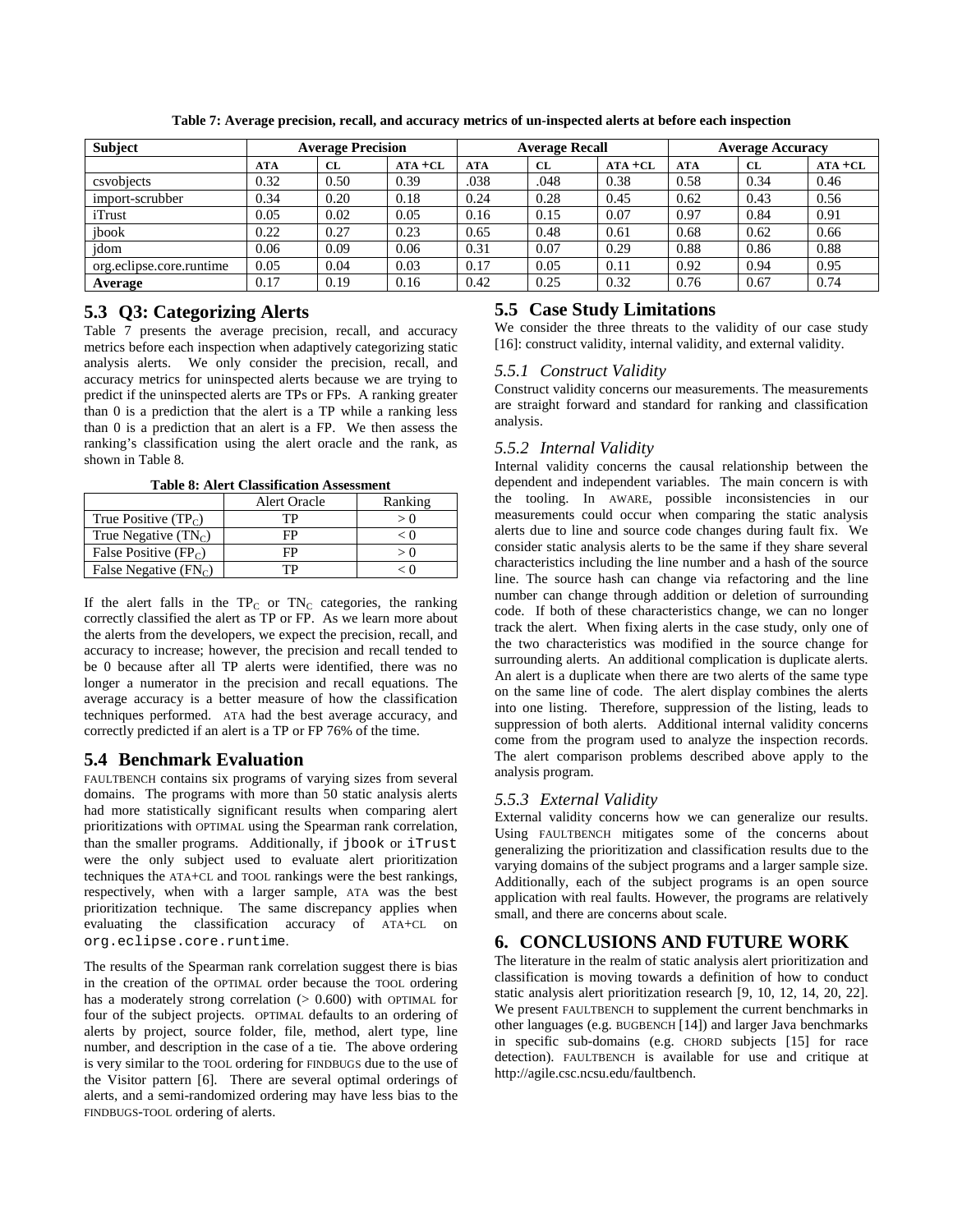**Table 7: Average precision, recall, and accuracy metrics of un-inspected alerts at before each inspection**

| Subject | Average Precision | | | Average Recall | | | Average Accuracy | | |
|---|---|---|---|---|---|---|---|---|---|
| | ATA | CL | ATA +CL | ATA | CL | ATA +CL | ATA | CL | ATA +CL |
| csvobjects | 0.32 | 0.50 | 0.39 | .038 | .048 | 0.38 | 0.58 | 0.34 | 0.46 |
| import-scrubber | 0.34 | 0.20 | 0.18 | 0.24 | 0.28 | 0.45 | 0.62 | 0.43 | 0.56 |
| iTrust | 0.05 | 0.02 | 0.05 | 0.16 | 0.15 | 0.07 | 0.97 | 0.84 | 0.91 |
| jbook | 0.22 | 0.27 | 0.23 | 0.65 | 0.48 | 0.61 | 0.68 | 0.62 | 0.66 |
| jdom | 0.06 | 0.09 | 0.06 | 0.31 | 0.07 | 0.29 | 0.88 | 0.86 | 0.88 |
| org.eclipse.core.runtime | 0.05 | 0.04 | 0.03 | 0.17 | 0.05 | 0.11 | 0.92 | 0.94 | 0.95 |
| **Average** | 0.17 | 0.19 | 0.16 | 0.42 | 0.25 | 0.32 | 0.76 | 0.67 | 0.74 |

## 5.3 Q3: Categorizing Alerts

Table 7 presents the average precision, recall, and accuracy metrics before each inspection when adaptively categorizing static analysis alerts. We only consider the precision, recall, and accuracy metrics for uninspected alerts because we are trying to predict if the uninspected alerts are TPs or FPs. A ranking greater than 0 is a prediction that the alert is a TP while a ranking less than 0 is a prediction that an alert is a FP. We then assess the ranking's classification using the alert oracle and the rank, as shown in Table 8.

**Table 8: Alert Classification Assessment**

| | Alert Oracle | Ranking |
|---|---|---|
| True Positive ($TP_C$) | TP | > 0 |
| True Negative ($TN_C$) | FP | < 0 |
| False Positive ($FP_C$) | FP | > 0 |
| False Negative ($FN_C$) | TP | < 0 |

If the alert falls in the $TP_C$ or $TN_C$ categories, the ranking correctly classified the alert as TP or FP. As we learn more about the alerts from the developers, we expect the precision, recall, and accuracy to increase; however, the precision and recall tended to be 0 because after all TP alerts were identified, there was no longer a numerator in the precision and recall equations. The average accuracy is a better measure of how the classification techniques performed. ATA had the best average accuracy, and correctly predicted if an alert is a TP or FP 76% of the time.

## 5.4 Benchmark Evaluation

FAULTBENCH contains six programs of varying sizes from several domains. The programs with more than 50 static analysis alerts had more statistically significant results when comparing alert prioritizations with OPTIMAL using the Spearman rank correlation, than the smaller programs. Additionally, if `jbook` or `iTrust` were the only subject used to evaluate alert prioritization techniques the ATA+CL and TOOL rankings were the best rankings, respectively, when with a larger sample, ATA was the best prioritization technique. The same discrepancy applies when evaluating the classification accuracy of ATA+CL on `org.eclipse.core.runtime`.

The results of the Spearman rank correlation suggest there is bias in the creation of the OPTIMAL order because the TOOL ordering has a moderately strong correlation (> 0.600) with OPTIMAL for four of the subject projects. OPTIMAL defaults to an ordering of alerts by project, source folder, file, method, alert type, line number, and description in the case of a tie. The above ordering is very similar to the TOOL ordering for FINDBUGS due to the use of the Visitor pattern [6]. There are several optimal orderings of alerts, and a semi-randomized ordering may have less bias to the FINDBUGS-TOOL ordering of alerts.

## 5.5 Case Study Limitations

We consider the three threats to the validity of our case study [16]: construct validity, internal validity, and external validity.

### 5.5.1 Construct Validity

Construct validity concerns our measurements. The measurements are straight forward and standard for ranking and classification analysis.

### 5.5.2 Internal Validity

Internal validity concerns the causal relationship between the dependent and independent variables. The main concern is with the tooling. In AWARE, possible inconsistencies in our measurements could occur when comparing the static analysis alerts due to line and source code changes during fault fix. We consider static analysis alerts to be the same if they share several characteristics including the line number and a hash of the source line. The source hash can change via refactoring and the line number can change through addition or deletion of surrounding code. If both of these characteristics change, we can no longer track the alert. When fixing alerts in the case study, only one of the two characteristics was modified in the source change for surrounding alerts. An additional complication is duplicate alerts. An alert is a duplicate when there are two alerts of the same type on the same line of code. The alert display combines the alerts into one listing. Therefore, suppression of the listing, leads to suppression of both alerts. Additional internal validity concerns come from the program used to analyze the inspection records. The alert comparison problems described above apply to the analysis program.

### 5.5.3 External Validity

External validity concerns how we can generalize our results. Using FAULTBENCH mitigates some of the concerns about generalizing the prioritization and classification results due to the varying domains of the subject programs and a larger sample size. Additionally, each of the subject programs is an open source application with real faults. However, the programs are relatively small, and there are concerns about scale.

## 6. CONCLUSIONS AND FUTURE WORK

The literature in the realm of static analysis alert prioritization and classification is moving towards a definition of how to conduct static analysis alert prioritization research [9, 10, 12, 14, 20, 22]. We present FAULTBENCH to supplement the current benchmarks in other languages (e.g. BUGBENCH [14]) and larger Java benchmarks in specific sub-domains (e.g. CHORD subjects [15] for race detection). FAULTBENCH is available for use and critique at http://agile.csc.ncsu.edu/faultbench.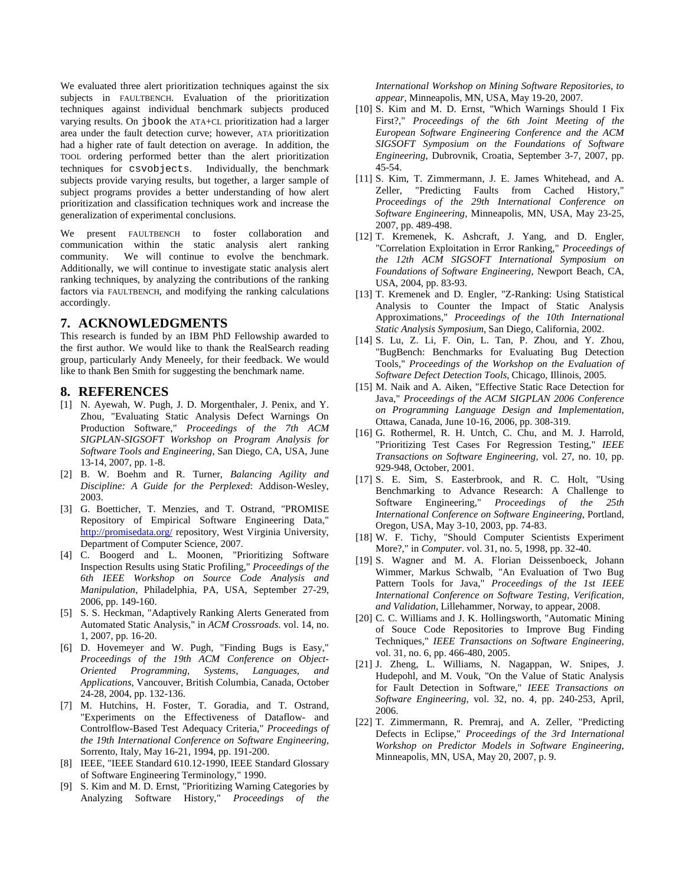We evaluated three alert prioritization techniques against the six subjects in FAULTBENCH. Evaluation of the prioritization techniques against individual benchmark subjects produced varying results. On `jbook` the ATA+CL prioritization had a larger area under the fault detection curve; however, ATA prioritization had a higher rate of fault detection on average. In addition, the TOOL ordering performed better than the alert prioritization techniques for `csvobjects`. Individually, the benchmark subjects provide varying results, but together, a larger sample of subject programs provides a better understanding of how alert prioritization and classification techniques work and increase the generalization of experimental conclusions.

We present FAULTBENCH to foster collaboration and communication within the static analysis alert ranking community. We will continue to evolve the benchmark. Additionally, we will continue to investigate static analysis alert ranking techniques, by analyzing the contributions of the ranking factors via FAULTBENCH, and modifying the ranking calculations accordingly.

## 7. ACKNOWLEDGMENTS

This research is funded by an IBM PhD Fellowship awarded to the first author. We would like to thank the RealSearch reading group, particularly Andy Meneely, for their feedback. We would like to thank Ben Smith for suggesting the benchmark name.

## 8. REFERENCES

[1] N. Ayewah, W. Pugh, J. D. Morgenthaler, J. Penix, and Y. Zhou, "Evaluating Static Analysis Defect Warnings On Production Software," *Proceedings of the 7th ACM SIGPLAN-SIGSOFT Workshop on Program Analysis for Software Tools and Engineering*, San Diego, CA, USA, June 13-14, 2007, pp. 1-8.

[2] B. W. Boehm and R. Turner, *Balancing Agility and Discipline: A Guide for the Perplexed*: Addison-Wesley, 2003.

[3] G. Boetticher, T. Menzies, and T. Ostrand, "PROMISE Repository of Empirical Software Engineering Data," http://promisedata.org/ repository, West Virginia University, Department of Computer Science, 2007.

[4] C. Boogerd and L. Moonen, "Prioritizing Software Inspection Results using Static Profiling," *Proceedings of the 6th IEEE Workshop on Source Code Analysis and Manipulation*, Philadelphia, PA, USA, September 27-29, 2006, pp. 149-160.

[5] S. S. Heckman, "Adaptively Ranking Alerts Generated from Automated Static Analysis," in *ACM Crossroads*. vol. 14, no. 1, 2007, pp. 16-20.

[6] D. Hovemeyer and W. Pugh, "Finding Bugs is Easy," *Proceedings of the 19th ACM Conference on Object-Oriented Programming, Systems, Languages, and Applications*, Vancouver, British Columbia, Canada, October 24-28, 2004, pp. 132-136.

[7] M. Hutchins, H. Foster, T. Goradia, and T. Ostrand, "Experiments on the Effectiveness of Dataflow- and Controlflow-Based Test Adequacy Criteria," *Proceedings of the 19th International Conference on Software Engineering*, Sorrento, Italy, May 16-21, 1994, pp. 191-200.

[8] IEEE, "IEEE Standard 610.12-1990, IEEE Standard Glossary of Software Engineering Terminology," 1990.

[9] S. Kim and M. D. Ernst, "Prioritizing Warning Categories by Analyzing Software History," *Proceedings of the International Workshop on Mining Software Repositories, to appear*, Minneapolis, MN, USA, May 19-20, 2007.

[10] S. Kim and M. D. Ernst, "Which Warnings Should I Fix First?," *Proceedings of the 6th Joint Meeting of the European Software Engineering Conference and the ACM SIGSOFT Symposium on the Foundations of Software Engineering*, Dubrovnik, Croatia, September 3-7, 2007, pp. 45-54.

[11] S. Kim, T. Zimmermann, J. E. James Whitehead, and A. Zeller, "Predicting Faults from Cached History," *Proceedings of the 29th International Conference on Software Engineering*, Minneapolis, MN, USA, May 23-25, 2007, pp. 489-498.

[12] T. Kremenek, K. Ashcraft, J. Yang, and D. Engler, "Correlation Exploitation in Error Ranking," *Proceedings of the 12th ACM SIGSOFT International Symposium on Foundations of Software Engineering*, Newport Beach, CA, USA, 2004, pp. 83-93.

[13] T. Kremenek and D. Engler, "Z-Ranking: Using Statistical Analysis to Counter the Impact of Static Analysis Approximations," *Proceedings of the 10th International Static Analysis Symposium*, San Diego, California, 2002.

[14] S. Lu, Z. Li, F. Oin, L. Tan, P. Zhou, and Y. Zhou, "BugBench: Benchmarks for Evaluating Bug Detection Tools," *Proceedings of the Workshop on the Evaluation of Software Defect Detection Tools*, Chicago, Illinois, 2005.

[15] M. Naik and A. Aiken, "Effective Static Race Detection for Java," *Proceedings of the ACM SIGPLAN 2006 Conference on Programming Language Design and Implementation*, Ottawa, Canada, June 10-16, 2006, pp. 308-319.

[16] G. Rothermel, R. H. Untch, C. Chu, and M. J. Harrold, "Prioritizing Test Cases For Regression Testing," *IEEE Transactions on Software Engineering*, vol. 27, no. 10, pp. 929-948, October, 2001.

[17] S. E. Sim, S. Easterbrook, and R. C. Holt, "Using Benchmarking to Advance Research: A Challenge to Software Engineering," *Proceedings of the 25th International Conference on Software Engineering*, Portland, Oregon, USA, May 3-10, 2003, pp. 74-83.

[18] W. F. Tichy, "Should Computer Scientists Experiment More?," in *Computer*. vol. 31, no. 5, 1998, pp. 32-40.

[19] S. Wagner and M. A. Florian Deissenboeck, Johann Wimmer, Markus Schwalb, "An Evaluation of Two Bug Pattern Tools for Java," *Proceedings of the 1st IEEE International Conference on Software Testing, Verification, and Validation*, Lillehammer, Norway, to appear, 2008.

[20] C. C. Williams and J. K. Hollingsworth, "Automatic Mining of Souce Code Repositories to Improve Bug Finding Techniques," *IEEE Transactions on Software Engineering*, vol. 31, no. 6, pp. 466-480, 2005.

[21] J. Zheng, L. Williams, N. Nagappan, W. Snipes, J. Hudepohl, and M. Vouk, "On the Value of Static Analysis for Fault Detection in Software," *IEEE Transactions on Software Engineering*, vol. 32, no. 4, pp. 240-253, April, 2006.

[22] T. Zimmermann, R. Premraj, and A. Zeller, "Predicting Defects in Eclipse," *Proceedings of the 3rd International Workshop on Predictor Models in Software Engineering*, Minneapolis, MN, USA, May 20, 2007, p. 9.